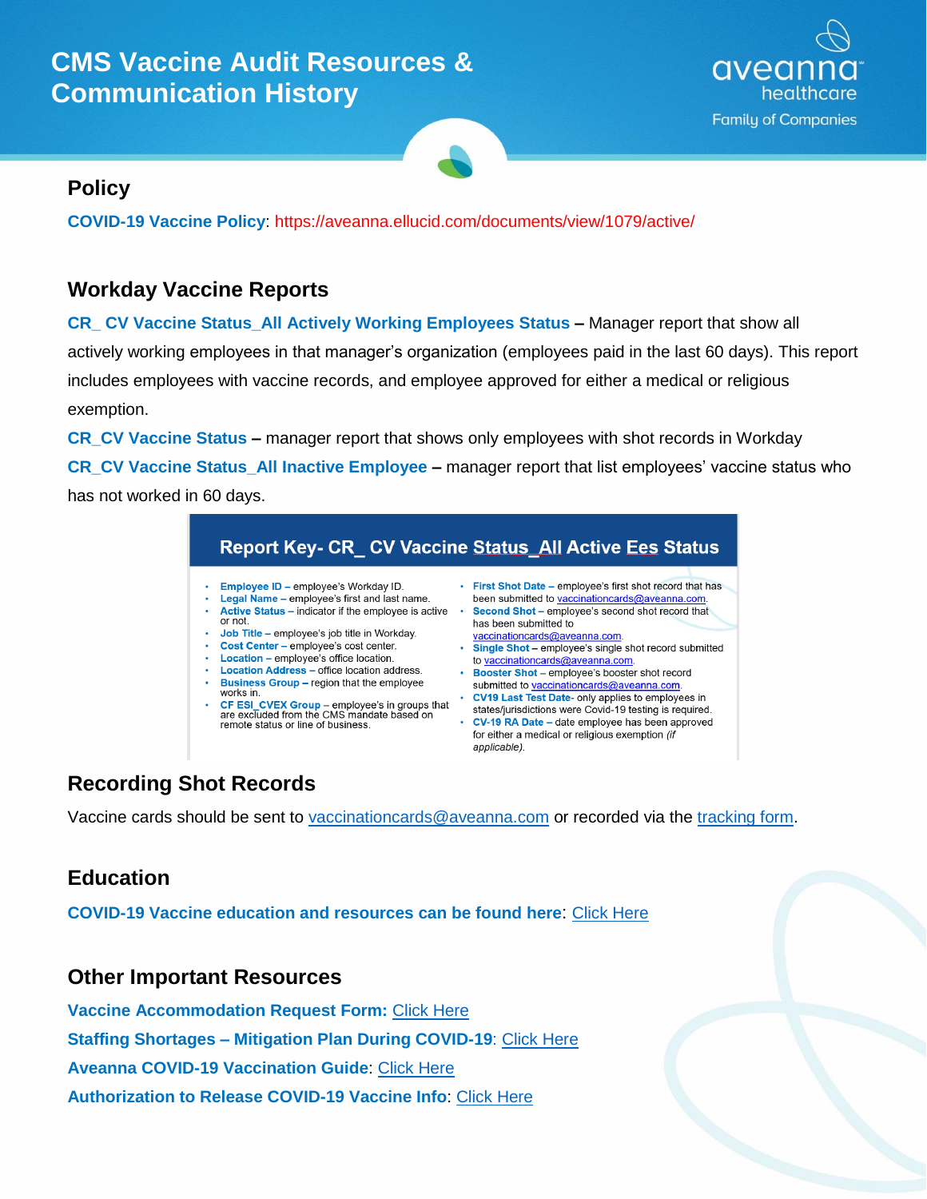# CMS Vaccine Audit Resources & Communication History

## Policy

**COVID-19 Vaccine Policy**: https://aveanna.ellucid.com/documents/view/1079/active/

## Workday Vaccine Reports

**CR_ CV Vaccine Status_All Actively Working Employees Status –** Manager report that show all actively working employees in that manager's organization (employees paid in the last 60 days). This report includes employees with vaccine records, and employee approved for either a medical or religious exemption.

**CR_CV Vaccine Status –** manager report that shows only employees with shot records in Workday

**CR_CV Vaccine Status_All Inactive Employee –** manager report that list employees' vaccine status who has not worked in 60 days.

### Report Key- CR_ CV Vaccine Status_All Active Ees Status

- **Employee ID –** employee's Workday ID.
- **Legal Name –** employee's first and last name.
- **Active Status –** indicator if the employee is active or not.
- **Job Title –** employee's job title in Workday.
- **Cost Center –** employee's cost center.
- **Location –** employee's office location.
- **Location Address –** office location address.
- **Business Group –** region that the employee works in.
- **CF ESI_CVEX Group –** employee's in groups that are excluded from the CMS mandate based on remote status or line of business.
- **First Shot Date –** employee's first shot record that has been submitted to vaccinationcards@aveanna.com.
- **Second Shot –** employee's second shot record that has been submitted to vaccinationcards@aveanna.com.
- **Single Shot –** employee's single shot record submitted to vaccinationcards@aveanna.com.
- **Booster Shot –** employee's booster shot record submitted to vaccinationcards@aveanna.com.
- **CV19 Last Test Date-** only applies to employees in states/jurisdictions were Covid-19 testing is required.
- **CV-19 RA Date –** date employee has been approved for either a medical or religious exemption *(if applicable)*.

## Recording Shot Records

Vaccine cards should be sent to vaccinationcards@aveanna.com or recorded via the tracking form.

## Education

**COVID-19 Vaccine education and resources can be found here**: Click Here

## Other Important Resources

**Vaccine Accommodation Request Form:** Click Here

**Staffing Shortages – Mitigation Plan During COVID-19**: Click Here

**Aveanna COVID-19 Vaccination Guide**: Click Here

**Authorization to Release COVID-19 Vaccine Info**: Click Here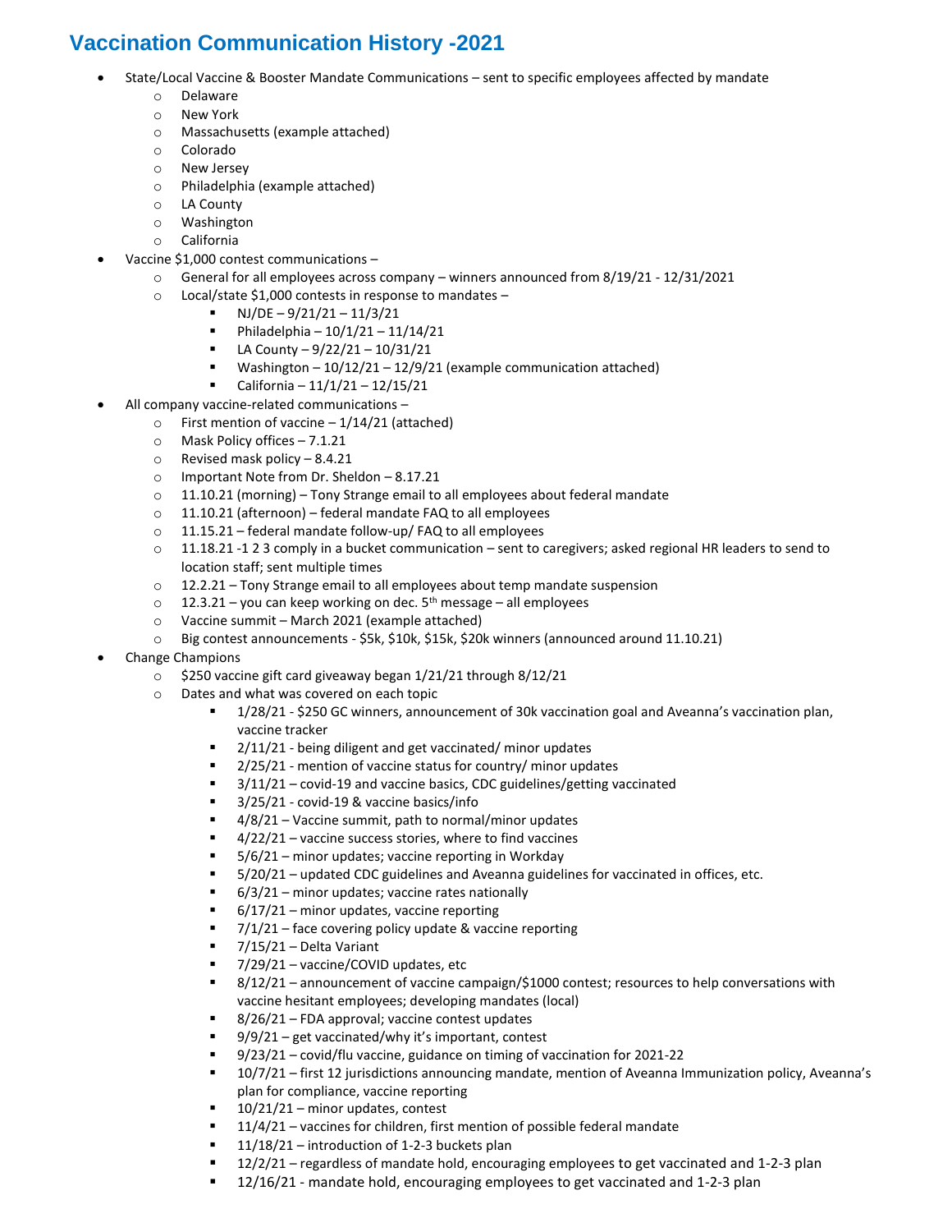# Vaccination Communication History -2021

- State/Local Vaccine & Booster Mandate Communications – sent to specific employees affected by mandate
  - Delaware
  - New York
  - Massachusetts (example attached)
  - Colorado
  - New Jersey
  - Philadelphia (example attached)
  - LA County
  - Washington
  - California
- Vaccine $1,000 contest communications –
  - General for all employees across company – winners announced from 8/19/21 - 12/31/2021
  - Local/state $1,000 contests in response to mandates –
    - NJ/DE – 9/21/21 – 11/3/21
    - Philadelphia – 10/1/21 – 11/14/21
    - LA County – 9/22/21 – 10/31/21
    - Washington – 10/12/21 – 12/9/21 (example communication attached)
    - California – 11/1/21 – 12/15/21
- All company vaccine-related communications –
  - First mention of vaccine – 1/14/21 (attached)
  - Mask Policy offices – 7.1.21
  - Revised mask policy – 8.4.21
  - Important Note from Dr. Sheldon – 8.17.21
  - 11.10.21 (morning) – Tony Strange email to all employees about federal mandate
  - 11.10.21 (afternoon) – federal mandate FAQ to all employees
  - 11.15.21 – federal mandate follow-up/ FAQ to all employees
  - 11.18.21 -1 2 3 comply in a bucket communication – sent to caregivers; asked regional HR leaders to send to location staff; sent multiple times
  - 12.2.21 – Tony Strange email to all employees about temp mandate suspension
  - 12.3.21 – you can keep working on dec. 5th message – all employees
  - Vaccine summit – March 2021 (example attached)
  - Big contest announcements - $5k, $10k, $15k, $20k winners (announced around 11.10.21)
- Change Champions
  - $250 vaccine gift card giveaway began 1/21/21 through 8/12/21
  - Dates and what was covered on each topic
    - 1/28/21 - $250 GC winners, announcement of 30k vaccination goal and Aveanna's vaccination plan, vaccine tracker
    - 2/11/21 - being diligent and get vaccinated/ minor updates
    - 2/25/21 - mention of vaccine status for country/ minor updates
    - 3/11/21 – covid-19 and vaccine basics, CDC guidelines/getting vaccinated
    - 3/25/21 - covid-19 & vaccine basics/info
    - 4/8/21 – Vaccine summit, path to normal/minor updates
    - 4/22/21 – vaccine success stories, where to find vaccines
    - 5/6/21 – minor updates; vaccine reporting in Workday
    - 5/20/21 – updated CDC guidelines and Aveanna guidelines for vaccinated in offices, etc.
    - 6/3/21 – minor updates; vaccine rates nationally
    - 6/17/21 – minor updates, vaccine reporting
    - 7/1/21 – face covering policy update & vaccine reporting
    - 7/15/21 – Delta Variant
    - 7/29/21 – vaccine/COVID updates, etc
    - 8/12/21 – announcement of vaccine campaign/$1000 contest; resources to help conversations with vaccine hesitant employees; developing mandates (local)
    - 8/26/21 – FDA approval; vaccine contest updates
    - 9/9/21 – get vaccinated/why it's important, contest
    - 9/23/21 – covid/flu vaccine, guidance on timing of vaccination for 2021-22
    - 10/7/21 – first 12 jurisdictions announcing mandate, mention of Aveanna Immunization policy, Aveanna's plan for compliance, vaccine reporting
    - 10/21/21 – minor updates, contest
    - 11/4/21 – vaccines for children, first mention of possible federal mandate
    - 11/18/21 – introduction of 1-2-3 buckets plan
    - 12/2/21 – regardless of mandate hold, encouraging employees to get vaccinated and 1-2-3 plan
    - 12/16/21 - mandate hold, encouraging employees to get vaccinated and 1-2-3 plan